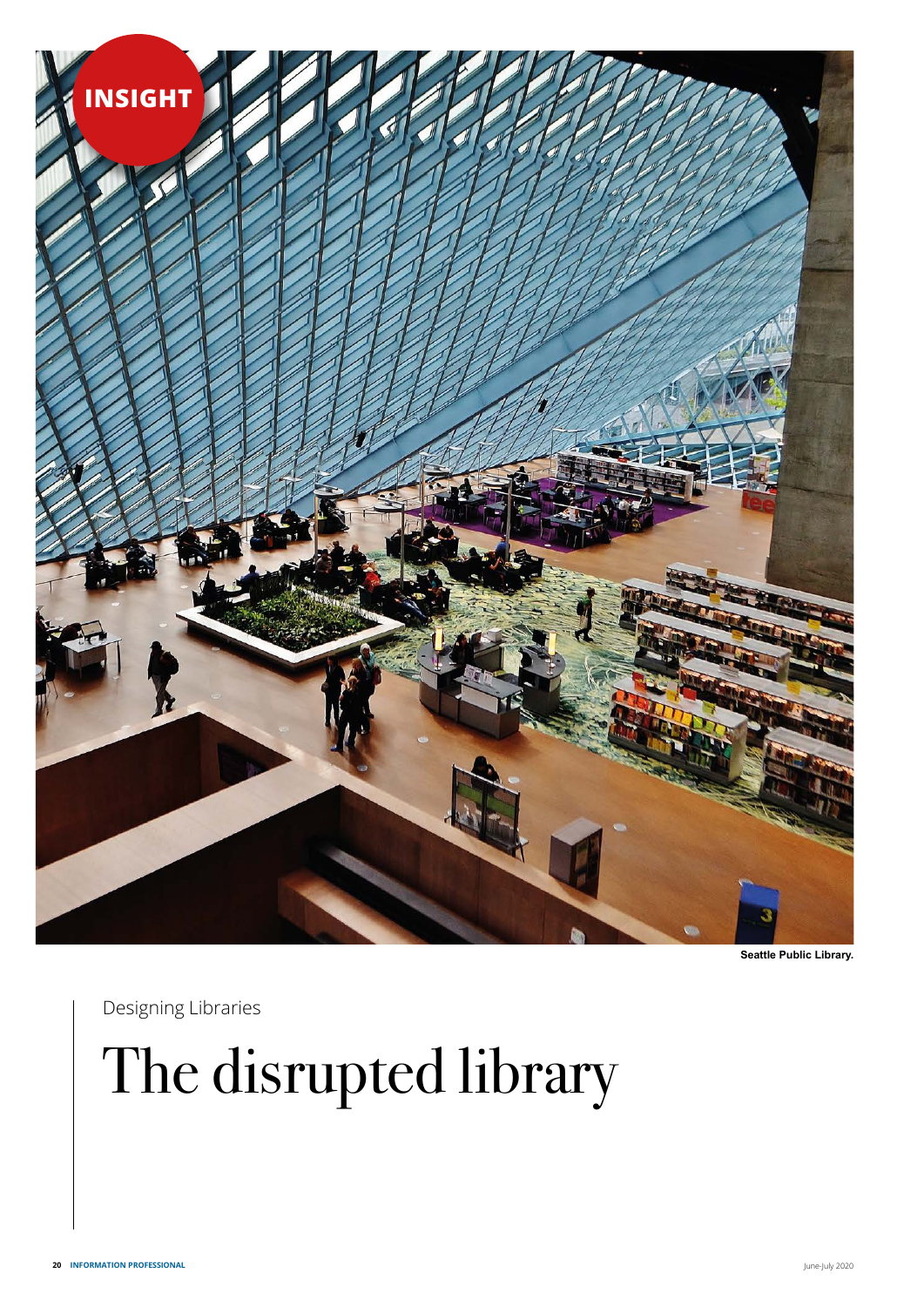INSIGHT

Seattle Public Library.

Designing Libraries

# The disrupted library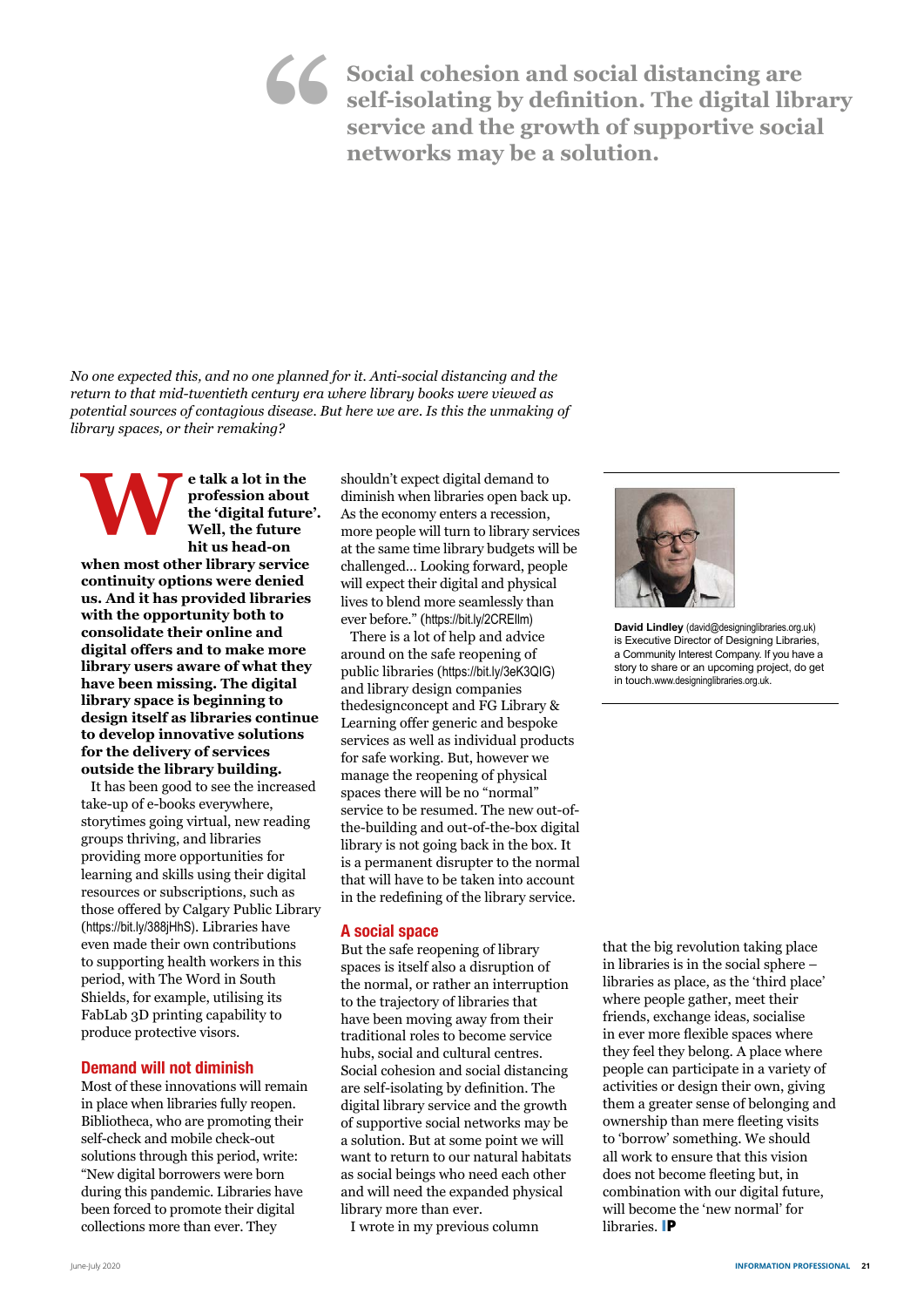> Social cohesion and social distancing are self-isolating by definition. The digital library service and the growth of supportive social networks may be a solution.

*No one expected this, and no one planned for it. Anti-social distancing and the return to that mid-twentieth century era where library books were viewed as potential sources of contagious disease. But here we are. Is this the unmaking of library spaces, or their remaking?*

**We talk a lot in the profession about the 'digital future'. Well, the future hit us head-on when most other library service continuity options were denied us. And it has provided libraries with the opportunity both to consolidate their online and digital offers and to make more library users aware of what they have been missing. The digital library space is beginning to design itself as libraries continue to develop innovative solutions for the delivery of services outside the library building.**

It has been good to see the increased take-up of e-books everywhere, storytimes going virtual, new reading groups thriving, and libraries providing more opportunities for learning and skills using their digital resources or subscriptions, such as those offered by Calgary Public Library (https://bit.ly/388jHhS). Libraries have even made their own contributions to supporting health workers in this period, with The Word in South Shields, for example, utilising its FabLab 3D printing capability to produce protective visors.

## Demand will not diminish

Most of these innovations will remain in place when libraries fully reopen. Bibliotheca, who are promoting their self-check and mobile check-out solutions through this period, write: "New digital borrowers were born during this pandemic. Libraries have been forced to promote their digital collections more than ever. They shouldn't expect digital demand to diminish when libraries open back up. As the economy enters a recession, more people will turn to library services at the same time library budgets will be challenged… Looking forward, people will expect their digital and physical lives to blend more seamlessly than ever before." (https://bit.ly/2CREllm)

There is a lot of help and advice around on the safe reopening of public libraries (https://bit.ly/3eK3QIG) and library design companies thedesignconcept and FG Library & Learning offer generic and bespoke services as well as individual products for safe working. But, however we manage the reopening of physical spaces there will be no "normal" service to be resumed. The new out-of-the-building and out-of-the-box digital library is not going back in the box. It is a permanent disrupter to the normal that will have to be taken into account in the redefining of the library service.

## A social space

But the safe reopening of library spaces is itself also a disruption of the normal, or rather an interruption to the trajectory of libraries that have been moving away from their traditional roles to become service hubs, social and cultural centres. Social cohesion and social distancing are self-isolating by definition. The digital library service and the growth of supportive social networks may be a solution. But at some point we will want to return to our natural habitats as social beings who need each other and will need the expanded physical library more than ever.

I wrote in my previous column that the big revolution taking place in libraries is in the social sphere – libraries as place, as the 'third place' where people gather, meet their friends, exchange ideas, socialise in ever more flexible spaces where they feel they belong. A place where people can participate in a variety of activities or design their own, giving them a greater sense of belonging and ownership than mere fleeting visits to 'borrow' something. We should all work to ensure that this vision does not become fleeting but, in combination with our digital future, will become the 'new normal' for libraries. **IP**

**David Lindley** (david@designinglibraries.org.uk) is Executive Director of Designing Libraries, a Community Interest Company. If you have a story to share or an upcoming project, do get in touch. www.designinglibraries.org.uk.